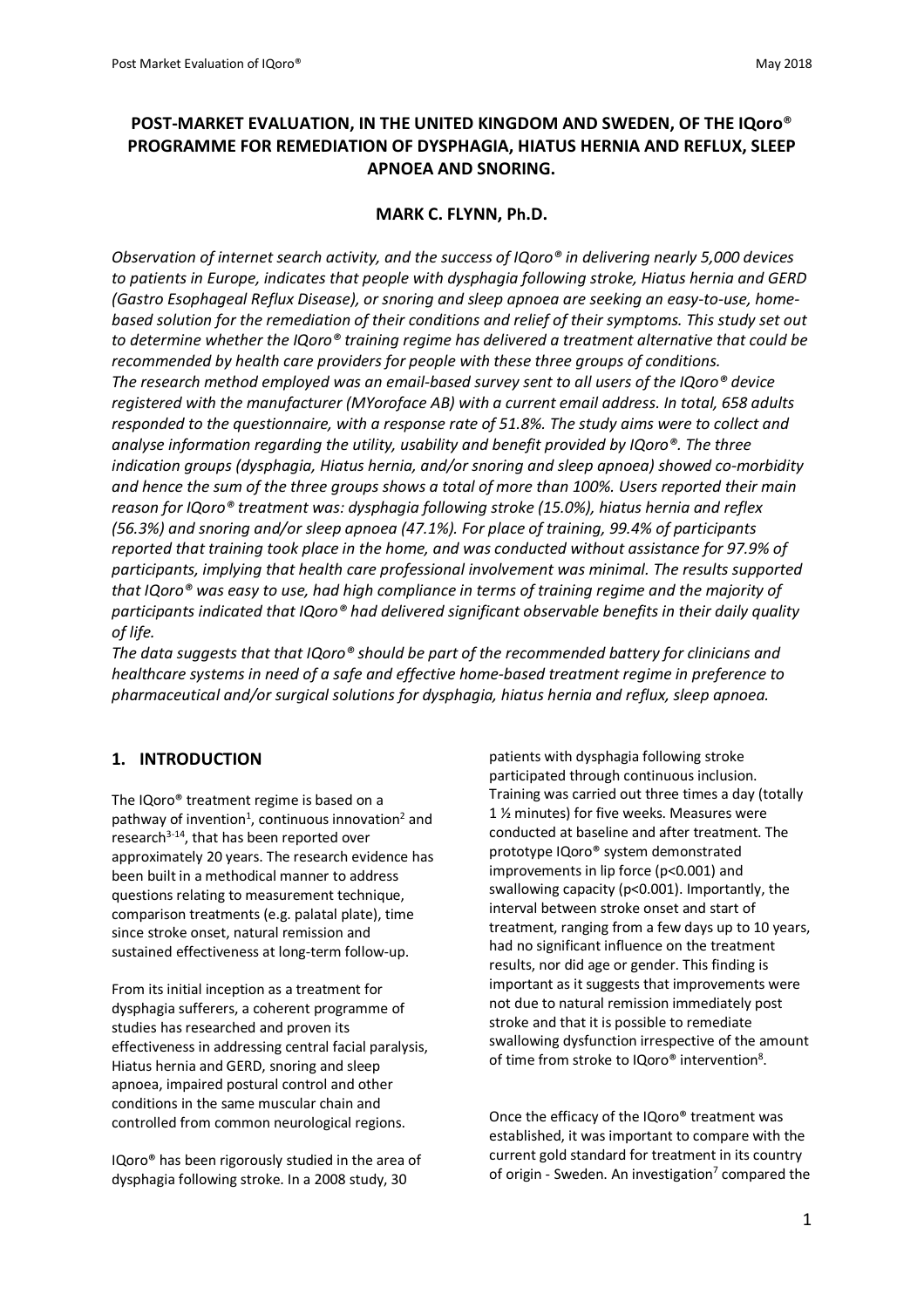# POST-MARKET EVALUATION, IN THE UNITED KINGDOM AND SWEDEN, OF THE IQoro® PROGRAMME FOR REMEDIATION OF DYSPHAGIA, HIATUS HERNIA AND REFLUX, SLEEP APNOEA AND SNORING.

**MARK C. FLYNN, Ph.D.**

*Observation of internet search activity, and the success of IQoro® in delivering nearly 5,000 devices to patients in Europe, indicates that people with dysphagia following stroke, Hiatus hernia and GERD (Gastro Esophageal Reflux Disease), or snoring and sleep apnoea are seeking an easy-to-use, home-based solution for the remediation of their conditions and relief of their symptoms. This study set out to determine whether the IQoro® training regime has delivered a treatment alternative that could be recommended by health care providers for people with these three groups of conditions.*
*The research method employed was an email-based survey sent to all users of the IQoro® device registered with the manufacturer (MYoroface AB) with a current email address. In total, 658 adults responded to the questionnaire, with a response rate of 51.8%. The study aims were to collect and analyse information regarding the utility, usability and benefit provided by IQoro®. The three indication groups (dysphagia, Hiatus hernia, and/or snoring and sleep apnoea) showed co-morbidity and hence the sum of the three groups shows a total of more than 100%. Users reported their main reason for IQoro® treatment was: dysphagia following stroke (15.0%), hiatus hernia and reflex (56.3%) and snoring and/or sleep apnoea (47.1%). For place of training, 99.4% of participants reported that training took place in the home, and was conducted without assistance for 97.9% of participants, implying that health care professional involvement was minimal. The results supported that IQoro® was easy to use, had high compliance in terms of training regime and the majority of participants indicated that IQoro® had delivered significant observable benefits in their daily quality of life.*
*The data suggests that that IQoro® should be part of the recommended battery for clinicians and healthcare systems in need of a safe and effective home-based treatment regime in preference to pharmaceutical and/or surgical solutions for dysphagia, hiatus hernia and reflux, sleep apnoea.*

## 1. INTRODUCTION

The IQoro® treatment regime is based on a pathway of invention[1], continuous innovation[2] and research[3-14], that has been reported over approximately 20 years. The research evidence has been built in a methodical manner to address questions relating to measurement technique, comparison treatments (e.g. palatal plate), time since stroke onset, natural remission and sustained effectiveness at long-term follow-up.

From its initial inception as a treatment for dysphagia sufferers, a coherent programme of studies has researched and proven its effectiveness in addressing central facial paralysis, Hiatus hernia and GERD, snoring and sleep apnoea, impaired postural control and other conditions in the same muscular chain and controlled from common neurological regions.

IQoro® has been rigorously studied in the area of dysphagia following stroke. In a 2008 study, 30 patients with dysphagia following stroke participated through continuous inclusion. Training was carried out three times a day (totally 1 ½ minutes) for five weeks. Measures were conducted at baseline and after treatment. The prototype IQoro® system demonstrated improvements in lip force ($p<0.001$) and swallowing capacity ($p<0.001$). Importantly, the interval between stroke onset and start of treatment, ranging from a few days up to 10 years, had no significant influence on the treatment results, nor did age or gender. This finding is important as it suggests that improvements were not due to natural remission immediately post stroke and that it is possible to remediate swallowing dysfunction irrespective of the amount of time from stroke to IQoro® intervention[8].

Once the efficacy of the IQoro® treatment was established, it was important to compare with the current gold standard for treatment in its country of origin - Sweden. An investigation[7] compared the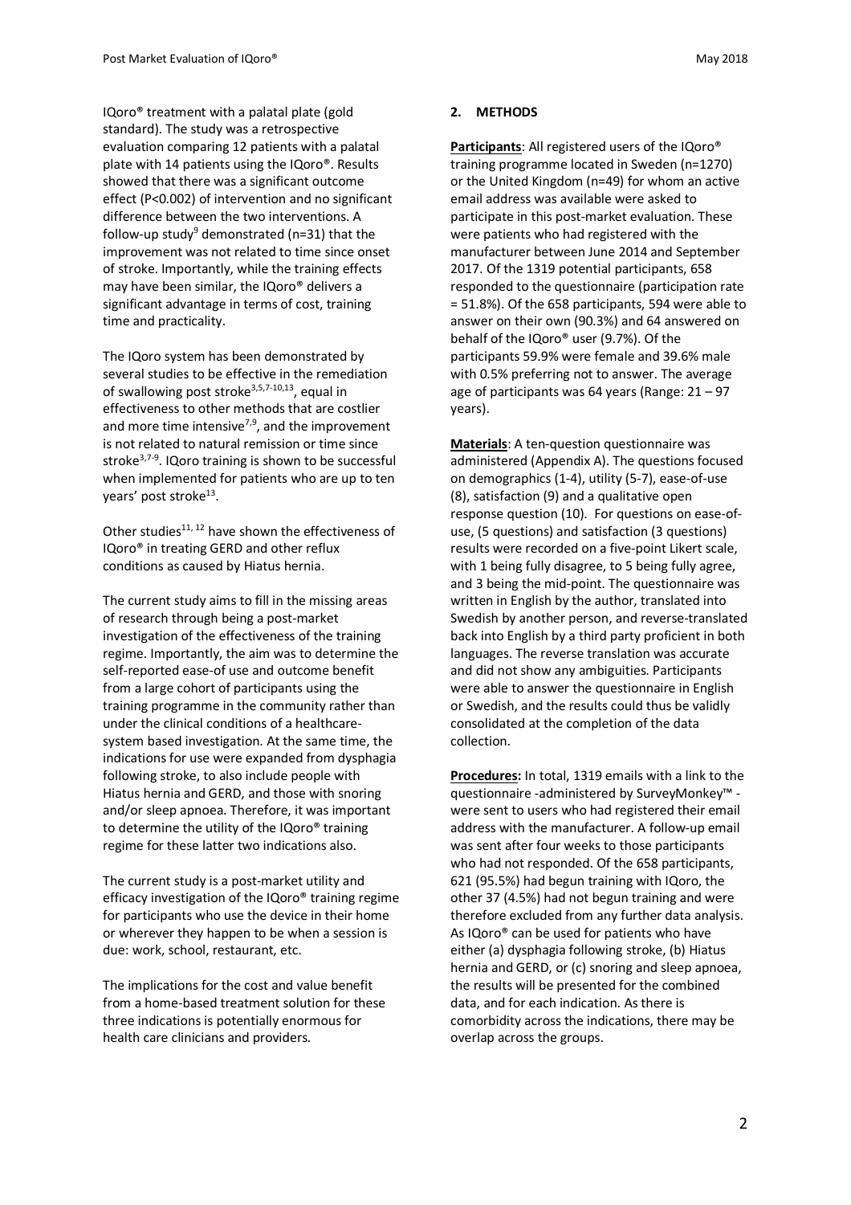IQoro® treatment with a palatal plate (gold standard). The study was a retrospective evaluation comparing 12 patients with a palatal plate with 14 patients using the IQoro®. Results showed that there was a significant outcome effect ($P<0.002$) of intervention and no significant difference between the two interventions. A follow-up study[9] demonstrated (n=31) that the improvement was not related to time since onset of stroke. Importantly, while the training effects may have been similar, the IQoro® delivers a significant advantage in terms of cost, training time and practicality.

The IQoro system has been demonstrated by several studies to be effective in the remediation of swallowing post stroke[3,5,7-10,13], equal in effectiveness to other methods that are costlier and more time intensive[7,9], and the improvement is not related to natural remission or time since stroke[3,7-9]. IQoro training is shown to be successful when implemented for patients who are up to ten years' post stroke[13].

Other studies[11, 12] have shown the effectiveness of IQoro® in treating GERD and other reflux conditions as caused by Hiatus hernia.

The current study aims to fill in the missing areas of research through being a post-market investigation of the effectiveness of the training regime. Importantly, the aim was to determine the self-reported ease-of use and outcome benefit from a large cohort of participants using the training programme in the community rather than under the clinical conditions of a healthcare-system based investigation. At the same time, the indications for use were expanded from dysphagia following stroke, to also include people with Hiatus hernia and GERD, and those with snoring and/or sleep apnoea. Therefore, it was important to determine the utility of the IQoro® training regime for these latter two indications also.

The current study is a post-market utility and efficacy investigation of the IQoro® training regime for participants who use the device in their home or wherever they happen to be when a session is due: work, school, restaurant, etc.

The implications for the cost and value benefit from a home-based treatment solution for these three indications is potentially enormous for health care clinicians and providers.

## 2. METHODS

**Participants**: All registered users of the IQoro® training programme located in Sweden (n=1270) or the United Kingdom (n=49) for whom an active email address was available were asked to participate in this post-market evaluation. These were patients who had registered with the manufacturer between June 2014 and September 2017. Of the 1319 potential participants, 658 responded to the questionnaire (participation rate = 51.8%). Of the 658 participants, 594 were able to answer on their own (90.3%) and 64 answered on behalf of the IQoro® user (9.7%). Of the participants 59.9% were female and 39.6% male with 0.5% preferring not to answer. The average age of participants was 64 years (Range: 21 – 97 years).

**Materials**: A ten-question questionnaire was administered (Appendix A). The questions focused on demographics (1-4), utility (5-7), ease-of-use (8), satisfaction (9) and a qualitative open response question (10). For questions on ease-of-use, (5 questions) and satisfaction (3 questions) results were recorded on a five-point Likert scale, with 1 being fully disagree, to 5 being fully agree, and 3 being the mid-point. The questionnaire was written in English by the author, translated into Swedish by another person, and reverse-translated back into English by a third party proficient in both languages. The reverse translation was accurate and did not show any ambiguities. Participants were able to answer the questionnaire in English or Swedish, and the results could thus be validly consolidated at the completion of the data collection.

**Procedures:** In total, 1319 emails with a link to the questionnaire -administered by SurveyMonkey™ - were sent to users who had registered their email address with the manufacturer. A follow-up email was sent after four weeks to those participants who had not responded. Of the 658 participants, 621 (95.5%) had begun training with IQoro, the other 37 (4.5%) had not begun training and were therefore excluded from any further data analysis. As IQoro® can be used for patients who have either (a) dysphagia following stroke, (b) Hiatus hernia and GERD, or (c) snoring and sleep apnoea, the results will be presented for the combined data, and for each indication. As there is comorbidity across the indications, there may be overlap across the groups.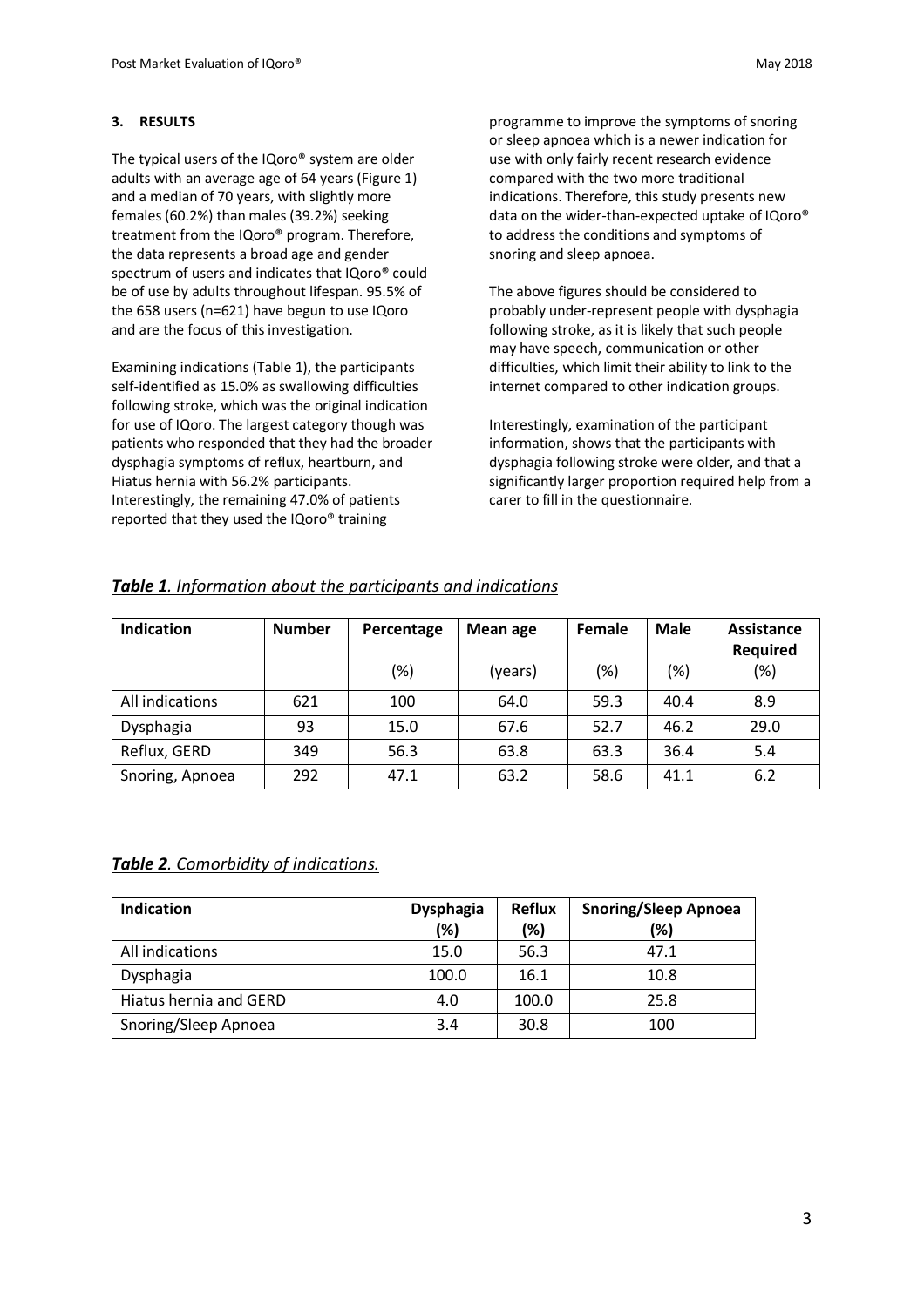### 3. RESULTS

The typical users of the IQoro® system are older adults with an average age of 64 years (Figure 1) and a median of 70 years, with slightly more females (60.2%) than males (39.2%) seeking treatment from the IQoro® program. Therefore, the data represents a broad age and gender spectrum of users and indicates that IQoro® could be of use by adults throughout lifespan. 95.5% of the 658 users (n=621) have begun to use IQoro and are the focus of this investigation.

Examining indications (Table 1), the participants self-identified as 15.0% as swallowing difficulties following stroke, which was the original indication for use of IQoro. The largest category though was patients who responded that they had the broader dysphagia symptoms of reflux, heartburn, and Hiatus hernia with 56.2% participants. Interestingly, the remaining 47.0% of patients reported that they used the IQoro® training programme to improve the symptoms of snoring or sleep apnoea which is a newer indication for use with only fairly recent research evidence compared with the two more traditional indications. Therefore, this study presents new data on the wider-than-expected uptake of IQoro® to address the conditions and symptoms of snoring and sleep apnoea.

The above figures should be considered to probably under-represent people with dysphagia following stroke, as it is likely that such people may have speech, communication or other difficulties, which limit their ability to link to the internet compared to other indication groups.

Interestingly, examination of the participant information, shows that the participants with dysphagia following stroke were older, and that a significantly larger proportion required help from a carer to fill in the questionnaire.

***Table 1**. Information about the participants and indications*

| Indication | Number | Percentage (%) | Mean age (years) | Female (%) | Male (%) | Assistance Required (%) |
|---|---|---|---|---|---|---|
| All indications | 621 | 100 | 64.0 | 59.3 | 40.4 | 8.9 |
| Dysphagia | 93 | 15.0 | 67.6 | 52.7 | 46.2 | 29.0 |
| Reflux, GERD | 349 | 56.3 | 63.8 | 63.3 | 36.4 | 5.4 |
| Snoring, Apnoea | 292 | 47.1 | 63.2 | 58.6 | 41.1 | 6.2 |

***Table 2**. Comorbidity of indications.*

| Indication | Dysphagia (%) | Reflux (%) | Snoring/Sleep Apnoea (%) |
|---|---|---|---|
| All indications | 15.0 | 56.3 | 47.1 |
| Dysphagia | 100.0 | 16.1 | 10.8 |
| Hiatus hernia and GERD | 4.0 | 100.0 | 25.8 |
| Snoring/Sleep Apnoea | 3.4 | 30.8 | 100 |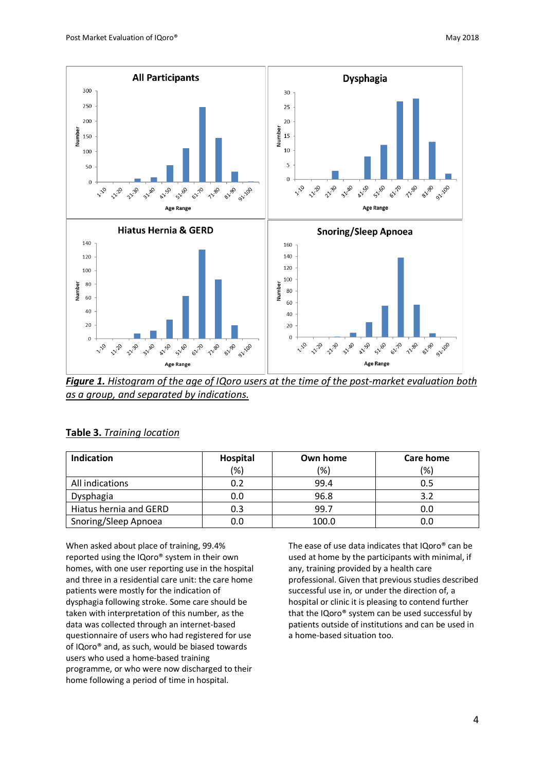***Figure 1.*** *Histogram of the age of IQoro users at the time of the post-market evaluation both as a group, and separated by indications.*

**Table 3.** *Training location*

| Indication | Hospital (%) | Own home (%) | Care home (%) |
|---|---|---|---|
| All indications | 0.2 | 99.4 | 0.5 |
| Dysphagia | 0.0 | 96.8 | 3.2 |
| Hiatus hernia and GERD | 0.3 | 99.7 | 0.0 |
| Snoring/Sleep Apnoea | 0.0 | 100.0 | 0.0 |

When asked about place of training, 99.4% reported using the IQoro® system in their own homes, with one user reporting use in the hospital and three in a residential care unit: the care home patients were mostly for the indication of dysphagia following stroke. Some care should be taken with interpretation of this number, as the data was collected through an internet-based questionnaire of users who had registered for use of IQoro® and, as such, would be biased towards users who used a home-based training programme, or who were now discharged to their home following a period of time in hospital.

The ease of use data indicates that IQoro® can be used at home by the participants with minimal, if any, training provided by a health care professional. Given that previous studies described successful use in, or under the direction of, a hospital or clinic it is pleasing to contend further that the IQoro® system can be used successfully by patients outside of institutions and can be used in a home-based situation too.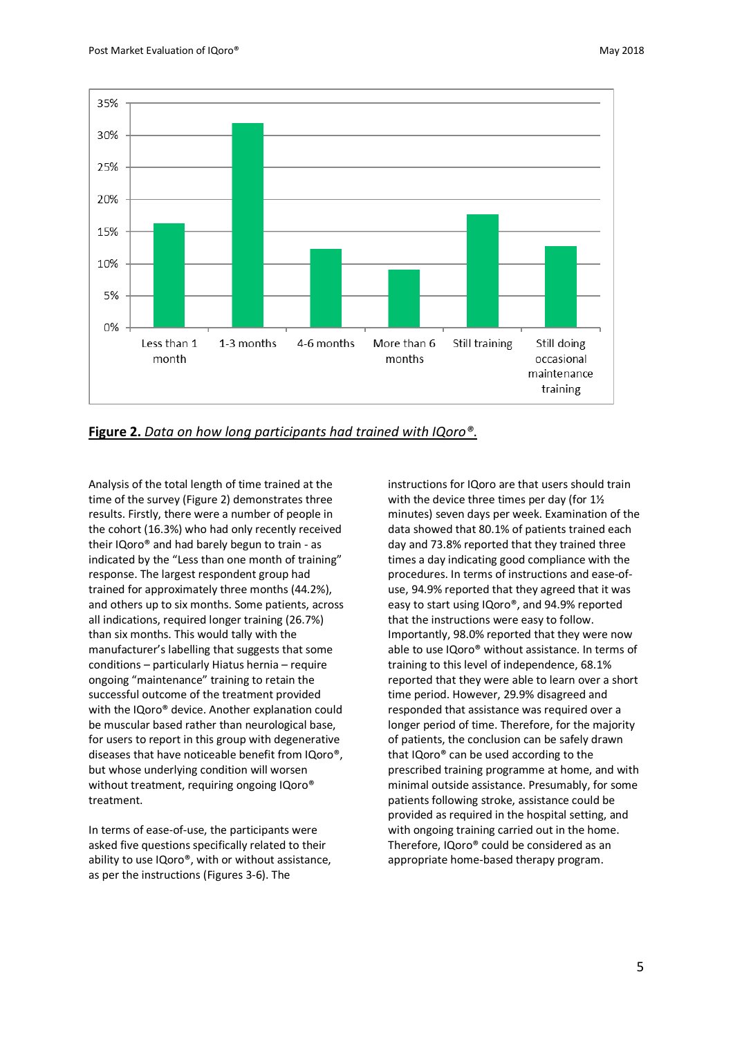**Figure 2.** *Data on how long participants had trained with IQoro®.*

Analysis of the total length of time trained at the time of the survey (Figure 2) demonstrates three results. Firstly, there were a number of people in the cohort (16.3%) who had only recently received their IQoro® and had barely begun to train - as indicated by the "Less than one month of training" response. The largest respondent group had trained for approximately three months (44.2%), and others up to six months. Some patients, across all indications, required longer training (26.7%) than six months. This would tally with the manufacturer's labelling that suggests that some conditions – particularly Hiatus hernia – require ongoing "maintenance" training to retain the successful outcome of the treatment provided with the IQoro® device. Another explanation could be muscular based rather than neurological base, for users to report in this group with degenerative diseases that have noticeable benefit from IQoro®, but whose underlying condition will worsen without treatment, requiring ongoing IQoro® treatment.

In terms of ease-of-use, the participants were asked five questions specifically related to their ability to use IQoro®, with or without assistance, as per the instructions (Figures 3-6). The instructions for IQoro are that users should train with the device three times per day (for 1½ minutes) seven days per week. Examination of the data showed that 80.1% of patients trained each day and 73.8% reported that they trained three times a day indicating good compliance with the procedures. In terms of instructions and ease-of-use, 94.9% reported that they agreed that it was easy to start using IQoro®, and 94.9% reported that the instructions were easy to follow. Importantly, 98.0% reported that they were now able to use IQoro® without assistance. In terms of training to this level of independence, 68.1% reported that they were able to learn over a short time period. However, 29.9% disagreed and responded that assistance was required over a longer period of time. Therefore, for the majority of patients, the conclusion can be safely drawn that IQoro® can be used according to the prescribed training programme at home, and with minimal outside assistance. Presumably, for some patients following stroke, assistance could be provided as required in the hospital setting, and with ongoing training carried out in the home. Therefore, IQoro® could be considered as an appropriate home-based therapy program.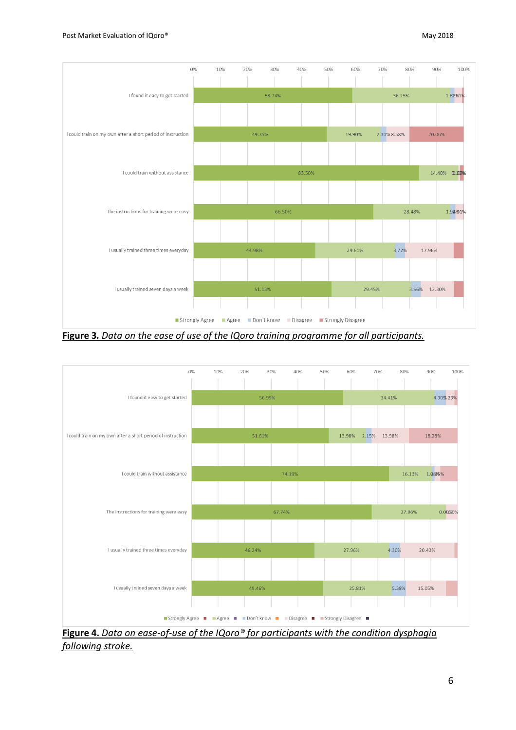| | Strongly Agree | Agree | Don't know | Disagree | Strongly Disagree |
|---|---|---|---|---|---|
| I found it easy to get started | 58.74% | 36.25% | 1.62% | | |
| I could train on my own after a short period of instruction | 49.35% | 19.90% | 2.10% | 8.58% | 20.06% |
| I could train without assistance | 83.50% | 14.40% | | | |
| The instructions for training were easy | 66.50% | 28.48% | 1.94% | | |
| I usually trained three times everyday | 44.98% | 29.61% | 3.72% | 17.96% | |
| I usually trained seven days a week | 51.13% | 29.45% | 3.56% | 12.30% | |

**Figure 3.** *Data on the ease of use of the IQoro training programme for all participants.*

| | Strongly Agree | Agree | Don't know | Disagree | Strongly Disagree |
|---|---|---|---|---|---|
| I found it easy to get started | 56.99% | 34.41% | 4.30% | 3.23% | |
| I could train on my own after a short period of instruction | 51.61% | 13.98% | 2.15% | 13.98% | 18.28% |
| I could train without assistance | 74.19% | 16.13% | 1.08% | | |
| The instructions for training were easy | 67.74% | 27.96% | 0.00% | | |
| I usually trained three times everyday | 46.24% | 27.96% | 4.30% | 20.43% | |
| I usually trained seven days a week | 49.46% | 25.81% | 5.38% | 15.05% | |

**Figure 4.** *Data on ease-of-use of the IQoro® for participants with the condition dysphagia following stroke.*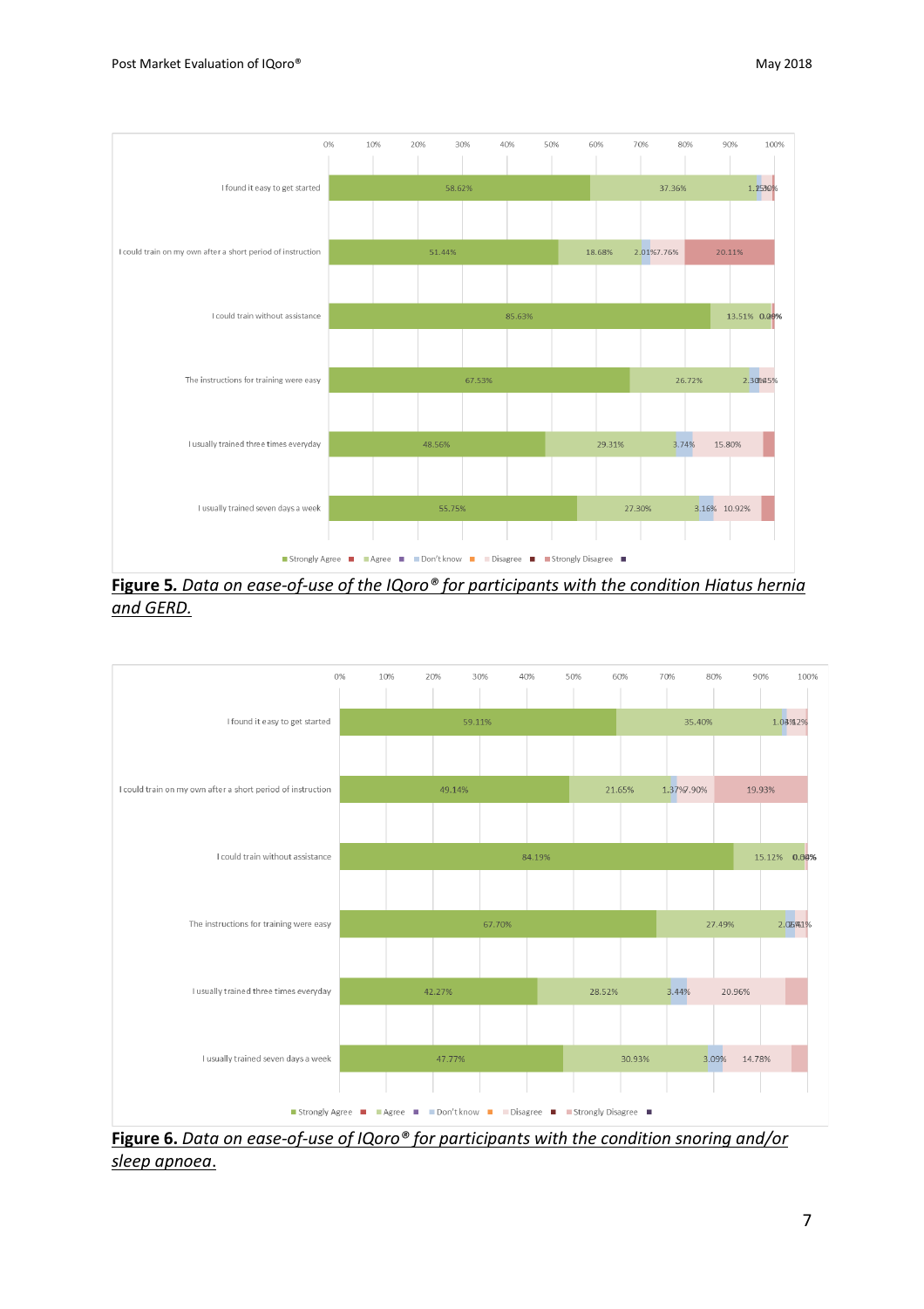| | Strongly Agree | Agree | Don't know | Disagree | Strongly Disagree |
|---|---|---|---|---|---|
| I found it easy to get started | 58.62% | 37.36% | 1.15% | | |
| I could train on my own after a short period of instruction | 51.44% | 18.68% | 2.01% | 7.76% | 20.11% |
| I could train without assistance | 85.63% | 13.51% | | | |
| The instructions for training were easy | 67.53% | 26.72% | 2.30% | | |
| I usually trained three times everyday | 48.56% | 29.31% | 3.74% | 15.80% | |
| I usually trained seven days a week | 55.75% | 27.30% | 3.16% | 10.92% | |

**Figure 5.** *Data on ease-of-use of the IQoro® for participants with the condition Hiatus hernia and GERD.*

| | Strongly Agree | Agree | Don't know | Disagree | Strongly Disagree |
|---|---|---|---|---|---|
| I found it easy to get started | 59.11% | 35.40% | 1.03% | | |
| I could train on my own after a short period of instruction | 49.14% | 21.65% | 1.37% | 7.90% | 19.93% |
| I could train without assistance | 84.19% | 15.12% | | | |
| The instructions for training were easy | 67.70% | 27.49% | 2.06% | | |
| I usually trained three times everyday | 42.27% | 28.52% | 3.44% | 20.96% | |
| I usually trained seven days a week | 47.77% | 30.93% | 3.09% | 14.78% | |

**Figure 6.** *Data on ease-of-use of IQoro® for participants with the condition snoring and/or sleep apnoea.*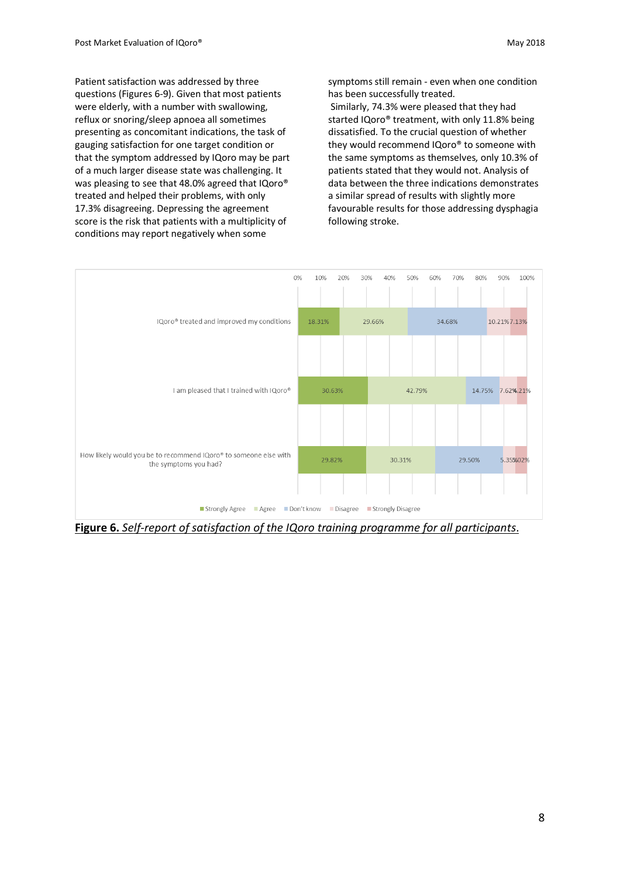Patient satisfaction was addressed by three questions (Figures 6-9). Given that most patients were elderly, with a number with swallowing, reflux or snoring/sleep apnoea all sometimes presenting as concomitant indications, the task of gauging satisfaction for one target condition or that the symptom addressed by IQoro may be part of a much larger disease state was challenging. It was pleasing to see that 48.0% agreed that IQoro® treated and helped their problems, with only 17.3% disagreeing. Depressing the agreement score is the risk that patients with a multiplicity of conditions may report negatively when some symptoms still remain - even when one condition has been successfully treated.

Similarly, 74.3% were pleased that they had started IQoro® treatment, with only 11.8% being dissatisfied. To the crucial question of whether they would recommend IQoro® to someone with the same symptoms as themselves, only 10.3% of patients stated that they would not. Analysis of data between the three indications demonstrates a similar spread of results with slightly more favourable results for those addressing dysphagia following stroke.

| | Strongly Agree | Agree | Don't know | Disagree | Strongly Disagree |
|---|---|---|---|---|---|
| IQoro® treated and improved my conditions | 18.31% | 29.66% | 34.68% | 10.21% | 7.13% |
| I am pleased that I trained with IQoro® | 30.63% | 42.79% | 14.75% | 7.62% | 4.21% |
| How likely would you be to recommend IQoro® to someone else with the symptoms you had? | 29.82% | 30.31% | 29.50% | 5.35% | 5.02% |

**Figure 6.** *Self-report of satisfaction of the IQoro training programme for all participants*.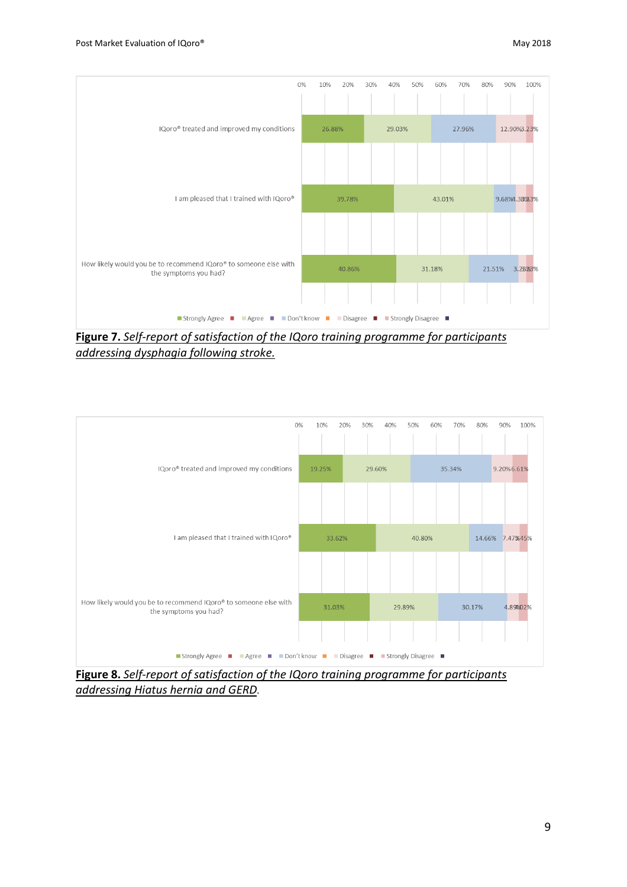| | Strongly Agree | Agree | Don't know | Disagree | Strongly Disagree |
|---|---|---|---|---|---|
| IQoro® treated and improved my conditions | 26.88% | 29.03% | 27.96% | 12.90% | 3.23% |
| I am pleased that I trained with IQoro® | 39.78% | 43.01% | 9.68% | 4.30% | 3.23% |
| How likely would you be to recommend IQoro® to someone else with the symptoms you had? | 40.86% | 31.18% | 21.51% | 3.23% | 3.23% |

**Figure 7.** *Self-report of satisfaction of the IQoro training programme for participants addressing dysphagia following stroke.*

| | Strongly Agree | Agree | Don't know | Disagree | Strongly Disagree |
|---|---|---|---|---|---|
| IQoro® treated and improved my conditions | 19.25% | 29.60% | 35.34% | 9.20% | 6.61% |
| I am pleased that I trained with IQoro® | 33.62% | 40.80% | 14.66% | 7.47% | 3.45% |
| How likely would you be to recommend IQoro® to someone else with the symptoms you had? | 31.03% | 29.89% | 30.17% | 4.89% | 4.02% |

**Figure 8.** *Self-report of satisfaction of the IQoro training programme for participants addressing Hiatus hernia and GERD*.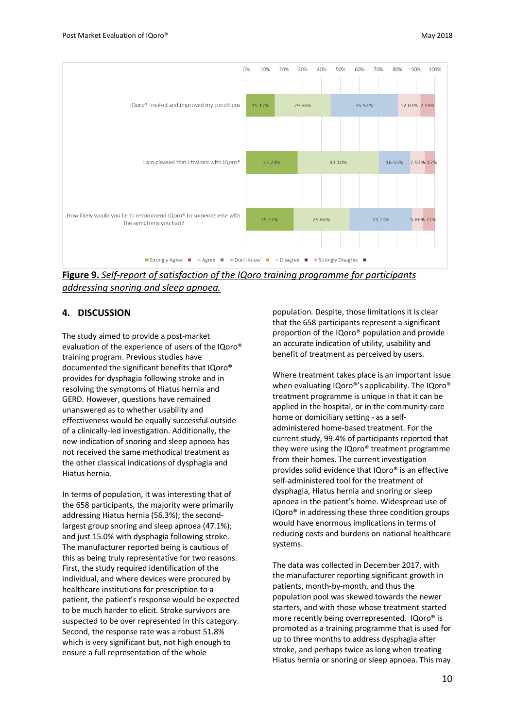| | Strongly Agree | Agree | Don't know | Disagree | Strongly Disagree |
|---|---|---|---|---|---|
| IQoro® treated and improved my conditions | 15.17% | 29.66% | 35.52% | 12.07% | 7.59% |
| I am pleased that I trained with IQoro® | 27.24% | 43.10% | 16.55% | 7.93% | 5.17% |
| How likely would you be to recommend IQoro® to someone else with the symptoms you had? | 25.17% | 29.66% | 33.10% | 5.86% | 6.21% |

**Figure 9.** *Self-report of satisfaction of the IQoro training programme for participants addressing snoring and sleep apnoea.*

## 4. DISCUSSION

The study aimed to provide a post-market evaluation of the experience of users of the IQoro® training program. Previous studies have documented the significant benefits that IQoro® provides for dysphagia following stroke and in resolving the symptoms of Hiatus hernia and GERD. However, questions have remained unanswered as to whether usability and effectiveness would be equally successful outside of a clinically-led investigation. Additionally, the new indication of snoring and sleep apnoea has not received the same methodical treatment as the other classical indications of dysphagia and Hiatus hernia.

In terms of population, it was interesting that of the 658 participants, the majority were primarily addressing Hiatus hernia (56.3%); the second-largest group snoring and sleep apnoea (47.1%); and just 15.0% with dysphagia following stroke. The manufacturer reported being is cautious of this as being truly representative for two reasons. First, the study required identification of the individual, and where devices were procured by healthcare institutions for prescription to a patient, the patient's response would be expected to be much harder to elicit. Stroke survivors are suspected to be over represented in this category. Second, the response rate was a robust 51.8% which is very significant but, not high enough to ensure a full representation of the whole population. Despite, those limitations it is clear that the 658 participants represent a significant proportion of the IQoro® population and provide an accurate indication of utility, usability and benefit of treatment as perceived by users.

Where treatment takes place is an important issue when evaluating IQoro®'s applicability. The IQoro® treatment programme is unique in that it can be applied in the hospital, or in the community-care home or domiciliary setting - as a self-administered home-based treatment. For the current study, 99.4% of participants reported that they were using the IQoro® treatment programme from their homes. The current investigation provides solid evidence that IQoro® is an effective self-administered tool for the treatment of dysphagia, Hiatus hernia and snoring or sleep apnoea in the patient's home. Widespread use of IQoro® in addressing these three condition groups would have enormous implications in terms of reducing costs and burdens on national healthcare systems.

The data was collected in December 2017, with the manufacturer reporting significant growth in patients, month-by-month, and thus the population pool was skewed towards the newer starters, and with those whose treatment started more recently being overrepresented. IQoro® is promoted as a training programme that is used for up to three months to address dysphagia after stroke, and perhaps twice as long when treating Hiatus hernia or snoring or sleep apnoea. This may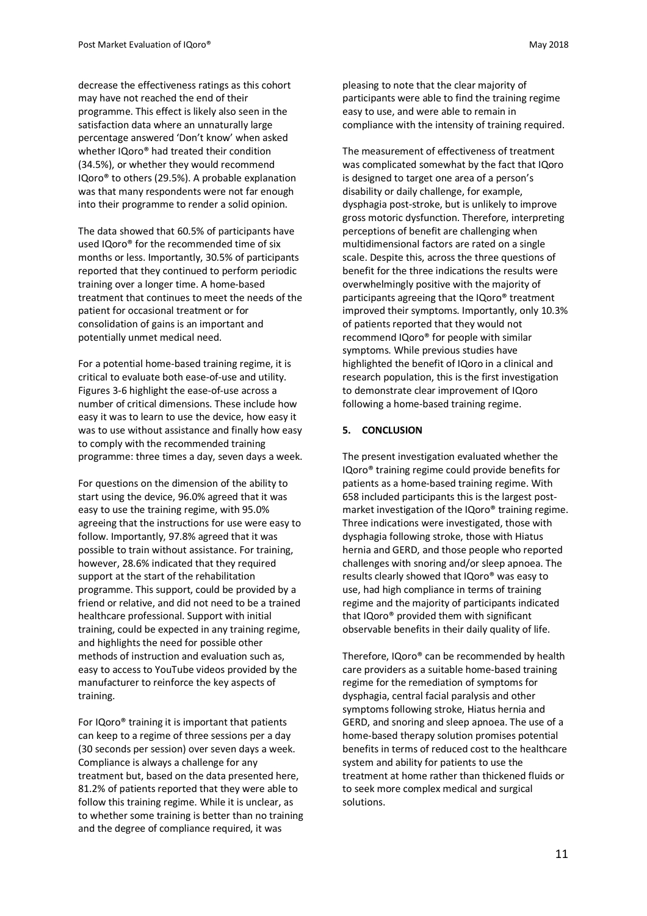decrease the effectiveness ratings as this cohort may have not reached the end of their programme. This effect is likely also seen in the satisfaction data where an unnaturally large percentage answered 'Don't know' when asked whether IQoro® had treated their condition (34.5%), or whether they would recommend IQoro® to others (29.5%). A probable explanation was that many respondents were not far enough into their programme to render a solid opinion.

The data showed that 60.5% of participants have used IQoro® for the recommended time of six months or less. Importantly, 30.5% of participants reported that they continued to perform periodic training over a longer time. A home-based treatment that continues to meet the needs of the patient for occasional treatment or for consolidation of gains is an important and potentially unmet medical need.

For a potential home-based training regime, it is critical to evaluate both ease-of-use and utility. Figures 3-6 highlight the ease-of-use across a number of critical dimensions. These include how easy it was to learn to use the device, how easy it was to use without assistance and finally how easy to comply with the recommended training programme: three times a day, seven days a week.

For questions on the dimension of the ability to start using the device, 96.0% agreed that it was easy to use the training regime, with 95.0% agreeing that the instructions for use were easy to follow. Importantly, 97.8% agreed that it was possible to train without assistance. For training, however, 28.6% indicated that they required support at the start of the rehabilitation programme. This support, could be provided by a friend or relative, and did not need to be a trained healthcare professional. Support with initial training, could be expected in any training regime, and highlights the need for possible other methods of instruction and evaluation such as, easy to access to YouTube videos provided by the manufacturer to reinforce the key aspects of training.

For IQoro® training it is important that patients can keep to a regime of three sessions per a day (30 seconds per session) over seven days a week. Compliance is always a challenge for any treatment but, based on the data presented here, 81.2% of patients reported that they were able to follow this training regime. While it is unclear, as to whether some training is better than no training and the degree of compliance required, it was pleasing to note that the clear majority of participants were able to find the training regime easy to use, and were able to remain in compliance with the intensity of training required.

The measurement of effectiveness of treatment was complicated somewhat by the fact that IQoro is designed to target one area of a person's disability or daily challenge, for example, dysphagia post-stroke, but is unlikely to improve gross motoric dysfunction. Therefore, interpreting perceptions of benefit are challenging when multidimensional factors are rated on a single scale. Despite this, across the three questions of benefit for the three indications the results were overwhelmingly positive with the majority of participants agreeing that the IQoro® treatment improved their symptoms. Importantly, only 10.3% of patients reported that they would not recommend IQoro® for people with similar symptoms. While previous studies have highlighted the benefit of IQoro in a clinical and research population, this is the first investigation to demonstrate clear improvement of IQoro following a home-based training regime.

## 5. CONCLUSION

The present investigation evaluated whether the IQoro® training regime could provide benefits for patients as a home-based training regime. With 658 included participants this is the largest post-market investigation of the IQoro® training regime. Three indications were investigated, those with dysphagia following stroke, those with Hiatus hernia and GERD, and those people who reported challenges with snoring and/or sleep apnoea. The results clearly showed that IQoro® was easy to use, had high compliance in terms of training regime and the majority of participants indicated that IQoro® provided them with significant observable benefits in their daily quality of life.

Therefore, IQoro® can be recommended by health care providers as a suitable home-based training regime for the remediation of symptoms for dysphagia, central facial paralysis and other symptoms following stroke, Hiatus hernia and GERD, and snoring and sleep apnoea. The use of a home-based therapy solution promises potential benefits in terms of reduced cost to the healthcare system and ability for patients to use the treatment at home rather than thickened fluids or to seek more complex medical and surgical solutions.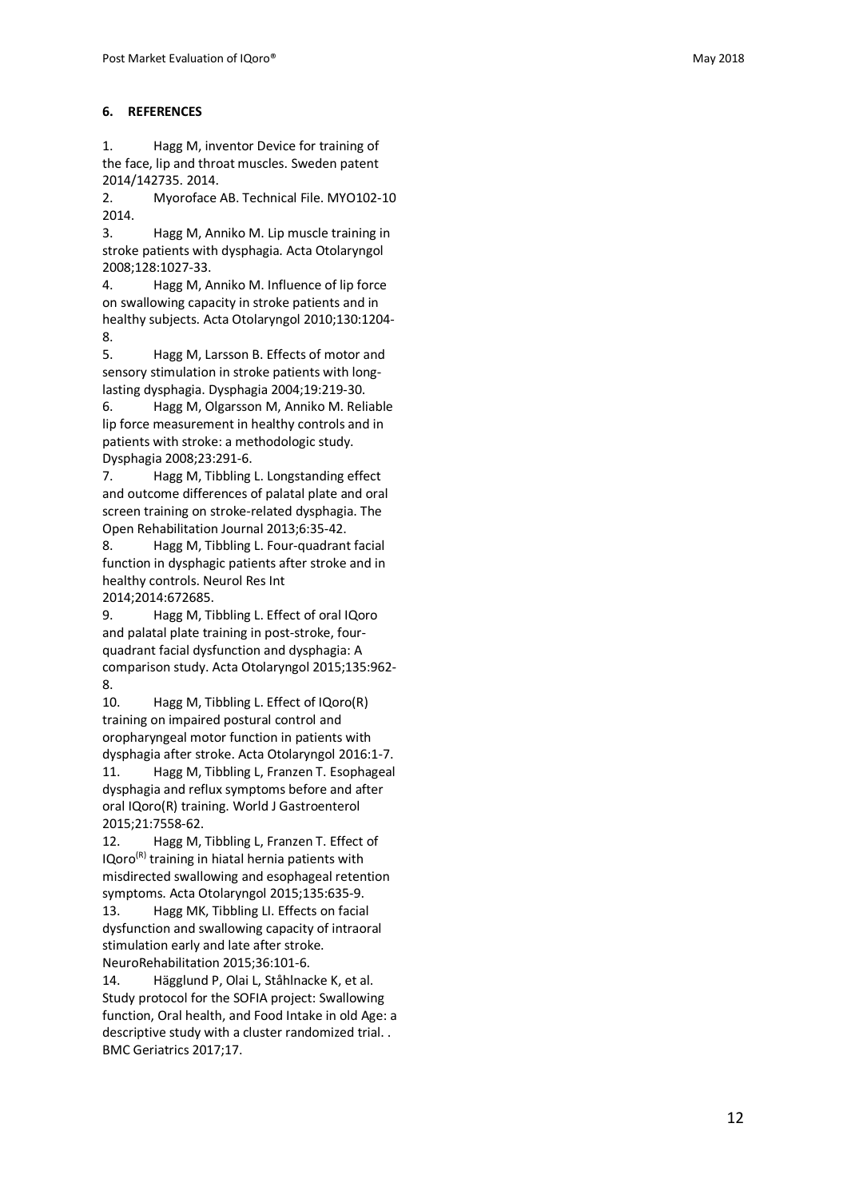## 6. REFERENCES

1. Hagg M, inventor Device for training of the face, lip and throat muscles. Sweden patent 2014/142735. 2014.
2. Myoroface AB. Technical File. MYO102-10 2014.
3. Hagg M, Anniko M. Lip muscle training in stroke patients with dysphagia. Acta Otolaryngol 2008;128:1027-33.
4. Hagg M, Anniko M. Influence of lip force on swallowing capacity in stroke patients and in healthy subjects. Acta Otolaryngol 2010;130:1204-8.
5. Hagg M, Larsson B. Effects of motor and sensory stimulation in stroke patients with long-lasting dysphagia. Dysphagia 2004;19:219-30.
6. Hagg M, Olgarsson M, Anniko M. Reliable lip force measurement in healthy controls and in patients with stroke: a methodologic study. Dysphagia 2008;23:291-6.
7. Hagg M, Tibbling L. Longstanding effect and outcome differences of palatal plate and oral screen training on stroke-related dysphagia. The Open Rehabilitation Journal 2013;6:35-42.
8. Hagg M, Tibbling L. Four-quadrant facial function in dysphagic patients after stroke and in healthy controls. Neurol Res Int 2014;2014:672685.
9. Hagg M, Tibbling L. Effect of oral IQoro and palatal plate training in post-stroke, four-quadrant facial dysfunction and dysphagia: A comparison study. Acta Otolaryngol 2015;135:962-8.
10. Hagg M, Tibbling L. Effect of IQoro(R) training on impaired postural control and oropharyngeal motor function in patients with dysphagia after stroke. Acta Otolaryngol 2016:1-7.
11. Hagg M, Tibbling L, Franzen T. Esophageal dysphagia and reflux symptoms before and after oral IQoro(R) training. World J Gastroenterol 2015;21:7558-62.
12. Hagg M, Tibbling L, Franzen T. Effect of IQoro(R) training in hiatal hernia patients with misdirected swallowing and esophageal retention symptoms. Acta Otolaryngol 2015;135:635-9.
13. Hagg MK, Tibbling LI. Effects on facial dysfunction and swallowing capacity of intraoral stimulation early and late after stroke. NeuroRehabilitation 2015;36:101-6.
14. Hägglund P, Olai L, Ståhlnacke K, et al. Study protocol for the SOFIA project: Swallowing function, Oral health, and Food Intake in old Age: a descriptive study with a cluster randomized trial. . BMC Geriatrics 2017;17.